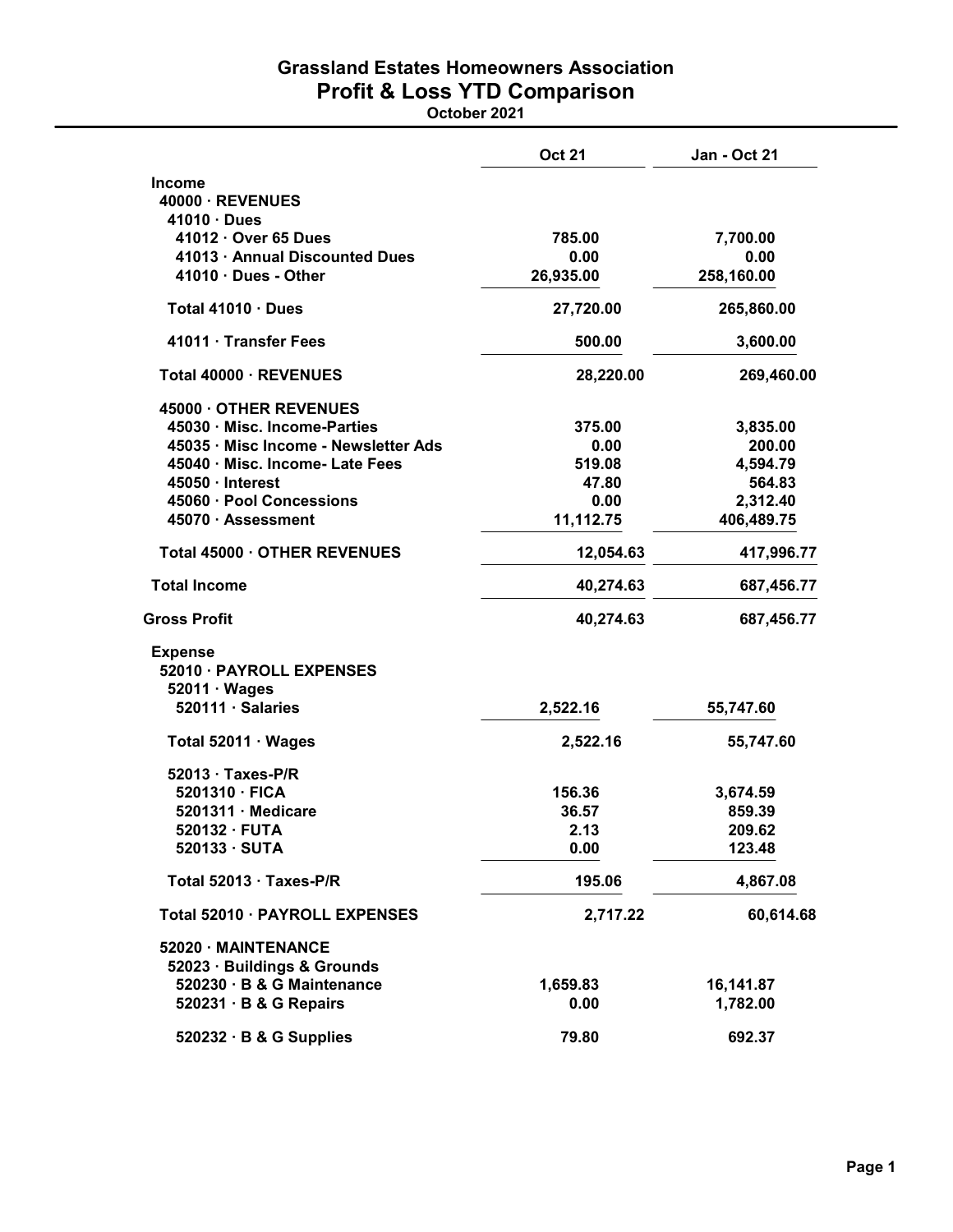# Grassland Estates Homeowners Association

## Profit & Loss YTD Comparison

**October 2021**

| | Oct 21 | Jan - Oct 21 |
|---|---|---|
| **Income** | | |
| **40000 · REVENUES** | | |
| **41010 · Dues** | | |
| **41012 · Over 65 Dues** | 785.00 | 7,700.00 |
| **41013 · Annual Discounted Dues** | 0.00 | 0.00 |
| **41010 · Dues - Other** | 26,935.00 | 258,160.00 |
| **Total 41010 · Dues** | 27,720.00 | 265,860.00 |
| **41011 · Transfer Fees** | 500.00 | 3,600.00 |
| **Total 40000 · REVENUES** | 28,220.00 | 269,460.00 |
| **45000 · OTHER REVENUES** | | |
| **45030 · Misc. Income-Parties** | 375.00 | 3,835.00 |
| **45035 · Misc Income - Newsletter Ads** | 0.00 | 200.00 |
| **45040 · Misc. Income- Late Fees** | 519.08 | 4,594.79 |
| **45050 · Interest** | 47.80 | 564.83 |
| **45060 · Pool Concessions** | 0.00 | 2,312.40 |
| **45070 · Assessment** | 11,112.75 | 406,489.75 |
| **Total 45000 · OTHER REVENUES** | 12,054.63 | 417,996.77 |
| **Total Income** | 40,274.63 | 687,456.77 |
| **Gross Profit** | 40,274.63 | 687,456.77 |
| **Expense** | | |
| **52010 · PAYROLL EXPENSES** | | |
| **52011 · Wages** | | |
| **520111 · Salaries** | 2,522.16 | 55,747.60 |
| **Total 52011 · Wages** | 2,522.16 | 55,747.60 |
| **52013 · Taxes-P/R** | | |
| **5201310 · FICA** | 156.36 | 3,674.59 |
| **5201311 · Medicare** | 36.57 | 859.39 |
| **520132 · FUTA** | 2.13 | 209.62 |
| **520133 · SUTA** | 0.00 | 123.48 |
| **Total 52013 · Taxes-P/R** | 195.06 | 4,867.08 |
| **Total 52010 · PAYROLL EXPENSES** | 2,717.22 | 60,614.68 |
| **52020 · MAINTENANCE** | | |
| **52023 · Buildings & Grounds** | | |
| **520230 · B & G Maintenance** | 1,659.83 | 16,141.87 |
| **520231 · B & G Repairs** | 0.00 | 1,782.00 |
| **520232 · B & G Supplies** | 79.80 | 692.37 |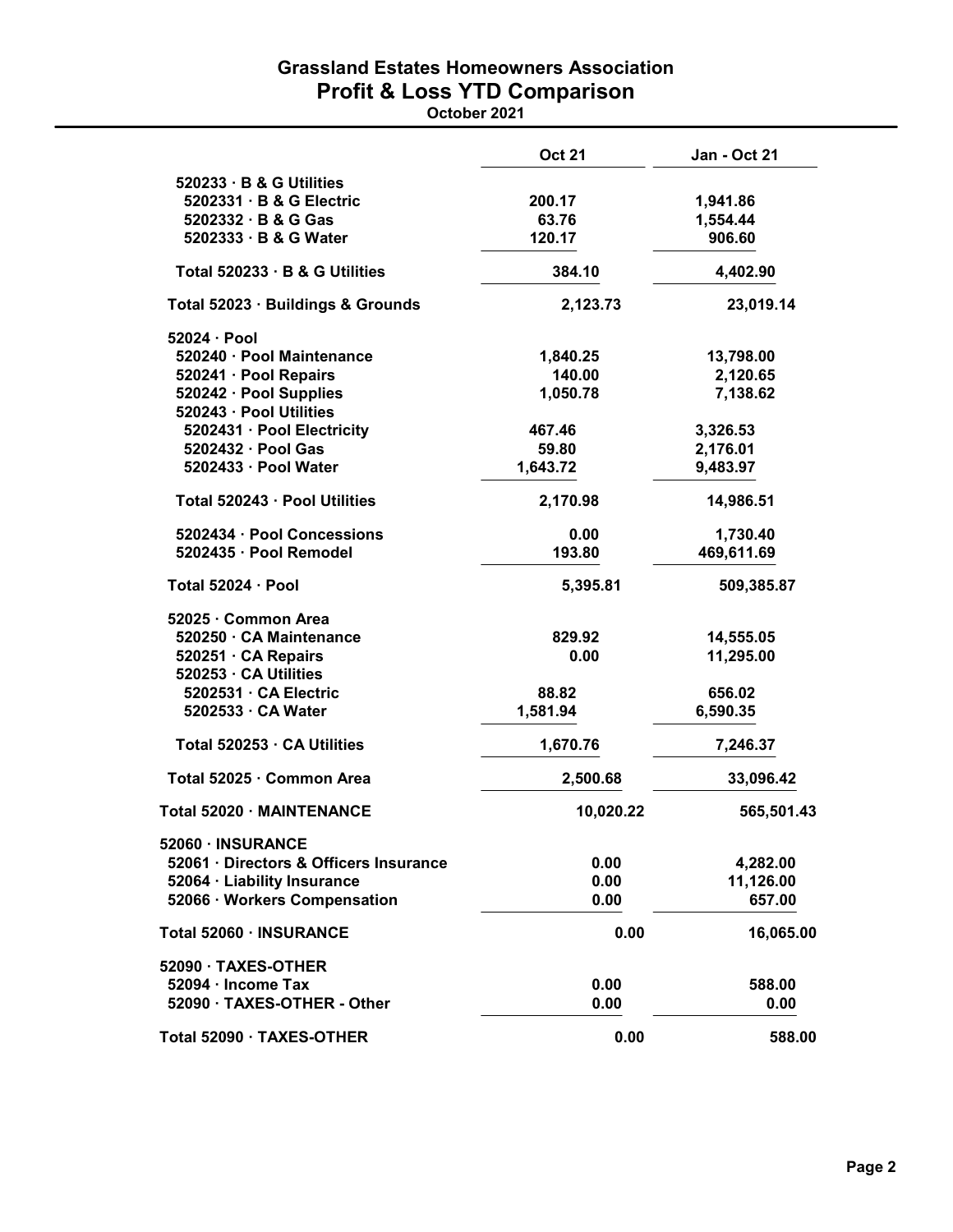# Grassland Estates Homeowners Association
## Profit & Loss YTD Comparison
October 2021

| | Oct 21 | Jan - Oct 21 |
|---|---|---|
| 520233 · B & G Utilities | | |
| 5202331 · B & G Electric | 200.17 | 1,941.86 |
| 5202332 · B & G Gas | 63.76 | 1,554.44 |
| 5202333 · B & G Water | 120.17 | 906.60 |
| Total 520233 · B & G Utilities | 384.10 | 4,402.90 |
| Total 52023 · Buildings & Grounds | 2,123.73 | 23,019.14 |
| 52024 · Pool | | |
| 520240 · Pool Maintenance | 1,840.25 | 13,798.00 |
| 520241 · Pool Repairs | 140.00 | 2,120.65 |
| 520242 · Pool Supplies | 1,050.78 | 7,138.62 |
| 520243 · Pool Utilities | | |
| 5202431 · Pool Electricity | 467.46 | 3,326.53 |
| 5202432 · Pool Gas | 59.80 | 2,176.01 |
| 5202433 · Pool Water | 1,643.72 | 9,483.97 |
| Total 520243 · Pool Utilities | 2,170.98 | 14,986.51 |
| 5202434 · Pool Concessions | 0.00 | 1,730.40 |
| 5202435 · Pool Remodel | 193.80 | 469,611.69 |
| Total 52024 · Pool | 5,395.81 | 509,385.87 |
| 52025 · Common Area | | |
| 520250 · CA Maintenance | 829.92 | 14,555.05 |
| 520251 · CA Repairs | 0.00 | 11,295.00 |
| 520253 · CA Utilities | | |
| 5202531 · CA Electric | 88.82 | 656.02 |
| 5202533 · CA Water | 1,581.94 | 6,590.35 |
| Total 520253 · CA Utilities | 1,670.76 | 7,246.37 |
| Total 52025 · Common Area | 2,500.68 | 33,096.42 |
| Total 52020 · MAINTENANCE | 10,020.22 | 565,501.43 |
| 52060 · INSURANCE | | |
| 52061 · Directors & Officers Insurance | 0.00 | 4,282.00 |
| 52064 · Liability Insurance | 0.00 | 11,126.00 |
| 52066 · Workers Compensation | 0.00 | 657.00 |
| Total 52060 · INSURANCE | 0.00 | 16,065.00 |
| 52090 · TAXES-OTHER | | |
| 52094 · Income Tax | 0.00 | 588.00 |
| 52090 · TAXES-OTHER - Other | 0.00 | 0.00 |
| Total 52090 · TAXES-OTHER | 0.00 | 588.00 |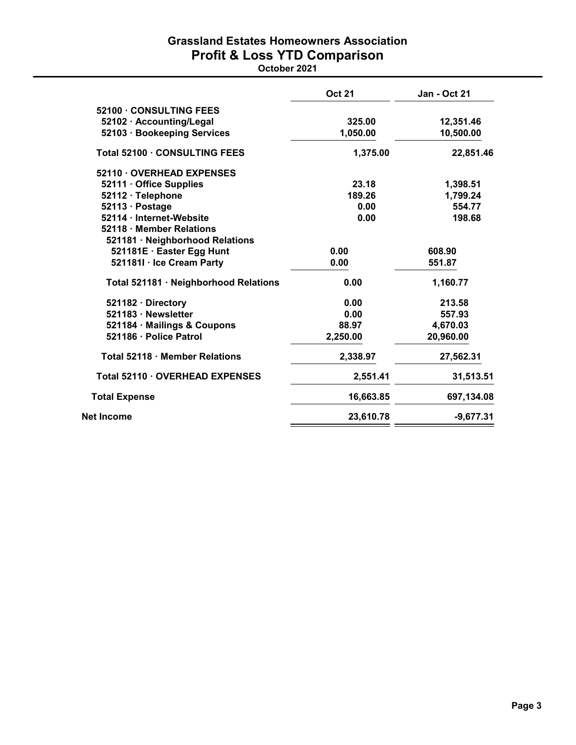# Grassland Estates Homeowners Association
## Profit & Loss YTD Comparison
**October 2021**

| | Oct 21 | Jan - Oct 21 |
|---|---|---|
| 52100 · CONSULTING FEES | | |
| 52102 · Accounting/Legal | 325.00 | 12,351.46 |
| 52103 · Bookeeping Services | 1,050.00 | 10,500.00 |
| Total 52100 · CONSULTING FEES | 1,375.00 | 22,851.46 |
| 52110 · OVERHEAD EXPENSES | | |
| 52111 · Office Supplies | 23.18 | 1,398.51 |
| 52112 · Telephone | 189.26 | 1,799.24 |
| 52113 · Postage | 0.00 | 554.77 |
| 52114 · Internet-Website | 0.00 | 198.68 |
| 52118 · Member Relations | | |
| 521181 · Neighborhood Relations | | |
| 521181E · Easter Egg Hunt | 0.00 | 608.90 |
| 521181I · Ice Cream Party | 0.00 | 551.87 |
| Total 521181 · Neighborhood Relations | 0.00 | 1,160.77 |
| 521182 · Directory | 0.00 | 213.58 |
| 521183 · Newsletter | 0.00 | 557.93 |
| 521184 · Mailings & Coupons | 88.97 | 4,670.03 |
| 521186 · Police Patrol | 2,250.00 | 20,960.00 |
| Total 52118 · Member Relations | 2,338.97 | 27,562.31 |
| Total 52110 · OVERHEAD EXPENSES | 2,551.41 | 31,513.51 |
| Total Expense | 16,663.85 | 697,134.08 |
| Net Income | 23,610.78 | -9,677.31 |